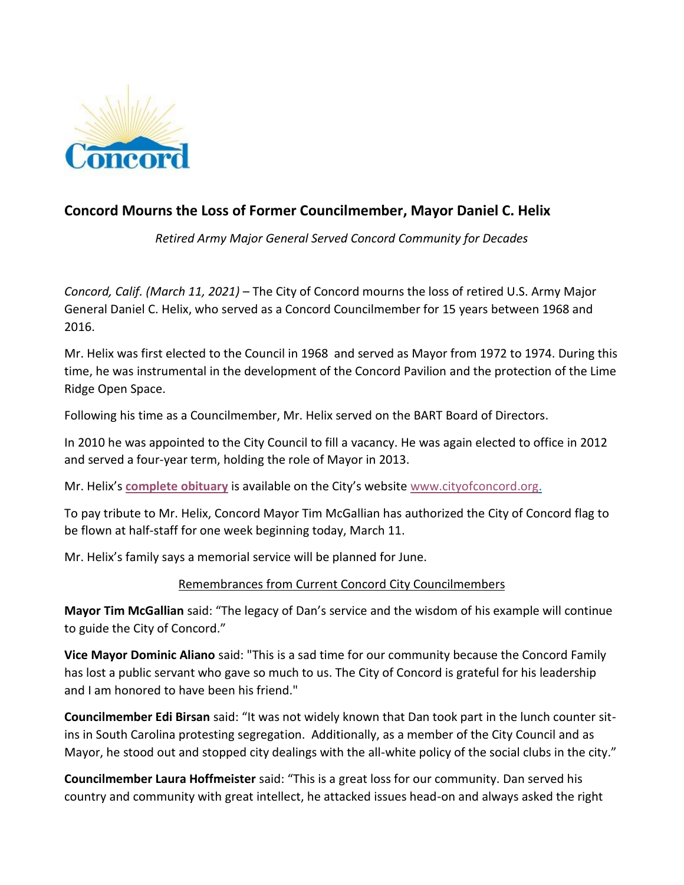## Concord Mourns the Loss of Former Councilmember, Mayor Daniel C. Helix

*Retired Army Major General Served Concord Community for Decades*

*Concord, Calif. (March 11, 2021)* – The City of Concord mourns the loss of retired U.S. Army Major General Daniel C. Helix, who served as a Concord Councilmember for 15 years between 1968 and 2016.

Mr. Helix was first elected to the Council in 1968 and served as Mayor from 1972 to 1974. During this time, he was instrumental in the development of the Concord Pavilion and the protection of the Lime Ridge Open Space.

Following his time as a Councilmember, Mr. Helix served on the BART Board of Directors.

In 2010 he was appointed to the City Council to fill a vacancy. He was again elected to office in 2012 and served a four-year term, holding the role of Mayor in 2013.

Mr. Helix's **complete obituary** is available on the City's website www.cityofconcord.org.

To pay tribute to Mr. Helix, Concord Mayor Tim McGallian has authorized the City of Concord flag to be flown at half-staff for one week beginning today, March 11.

Mr. Helix's family says a memorial service will be planned for June.

Remembrances from Current Concord City Councilmembers

**Mayor Tim McGallian** said: "The legacy of Dan's service and the wisdom of his example will continue to guide the City of Concord."

**Vice Mayor Dominic Aliano** said: "This is a sad time for our community because the Concord Family has lost a public servant who gave so much to us. The City of Concord is grateful for his leadership and I am honored to have been his friend."

**Councilmember Edi Birsan** said: "It was not widely known that Dan took part in the lunch counter sit-ins in South Carolina protesting segregation. Additionally, as a member of the City Council and as Mayor, he stood out and stopped city dealings with the all-white policy of the social clubs in the city."

**Councilmember Laura Hoffmeister** said: "This is a great loss for our community. Dan served his country and community with great intellect, he attacked issues head-on and always asked the right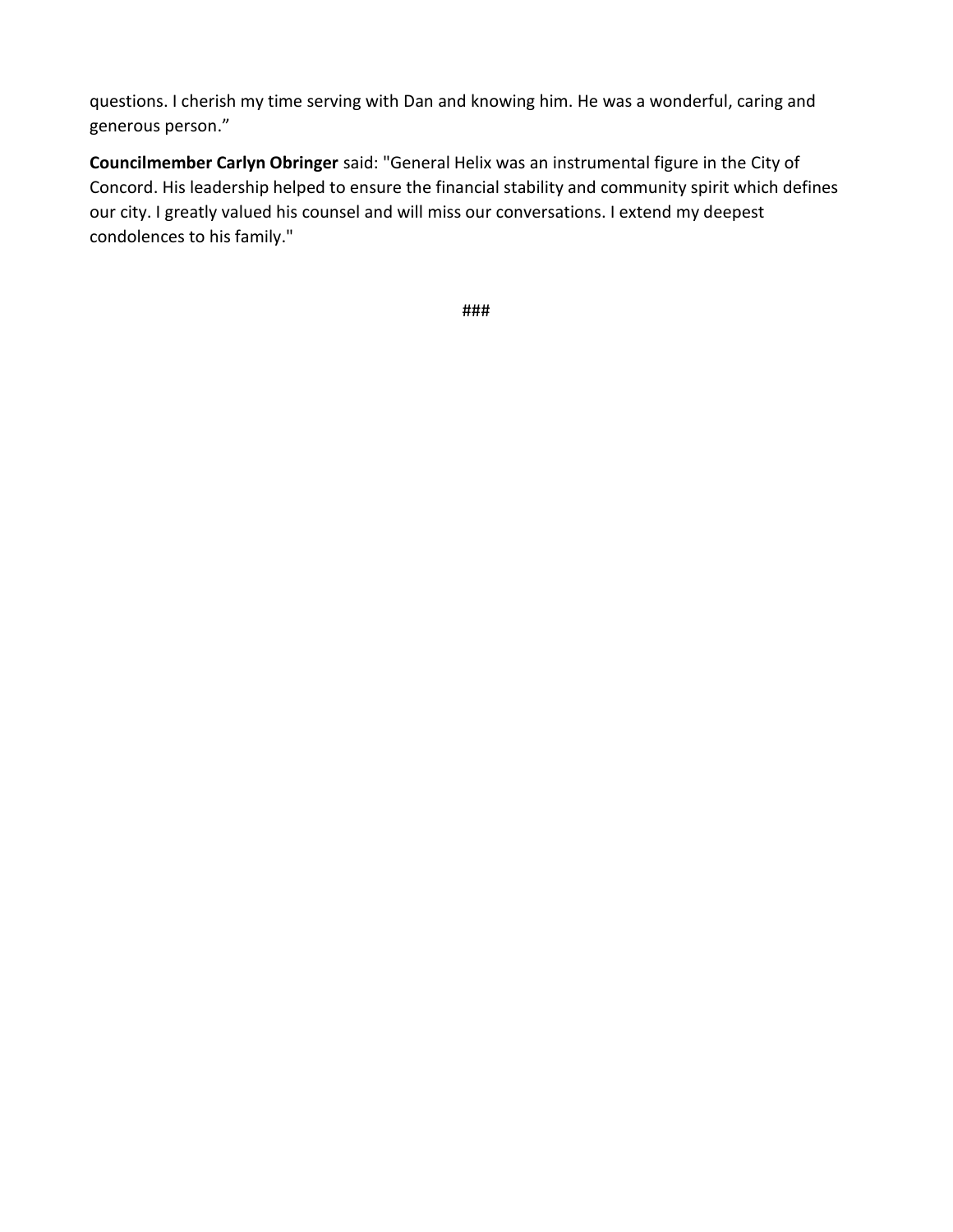questions. I cherish my time serving with Dan and knowing him. He was a wonderful, caring and generous person."

**Councilmember Carlyn Obringer** said: "General Helix was an instrumental figure in the City of Concord. His leadership helped to ensure the financial stability and community spirit which defines our city. I greatly valued his counsel and will miss our conversations. I extend my deepest condolences to his family."

###